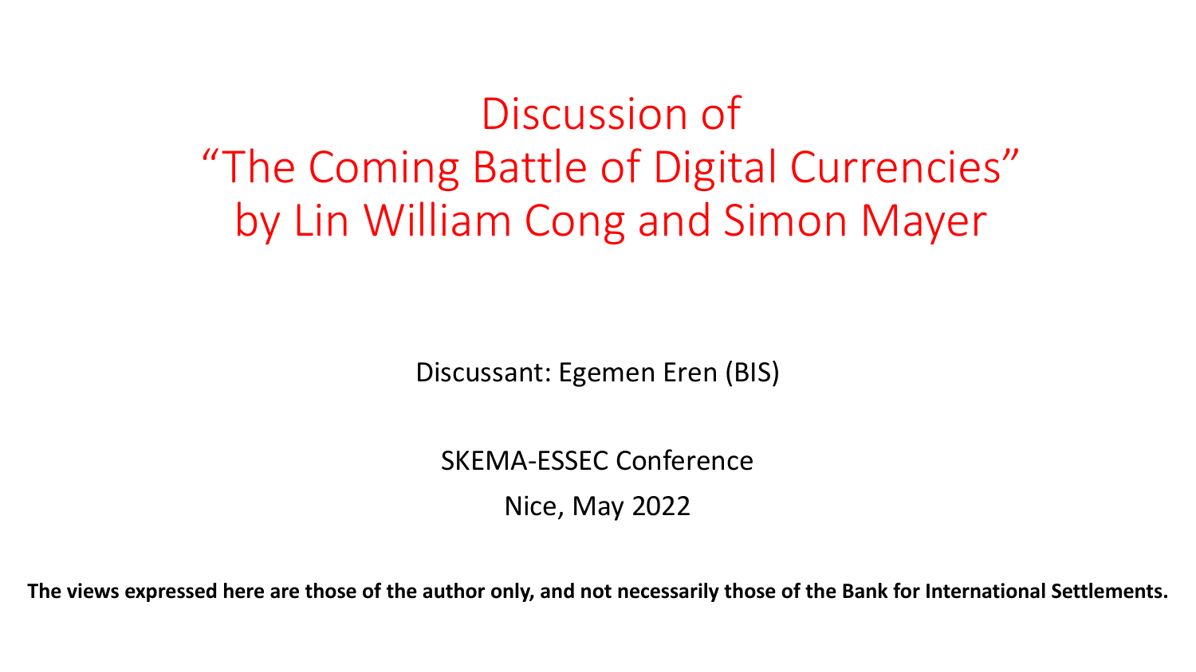# Discussion of
# "The Coming Battle of Digital Currencies"
# by Lin William Cong and Simon Mayer

Discussant: Egemen Eren (BIS)

SKEMA-ESSEC Conference

Nice, May 2022

**The views expressed here are those of the author only, and not necessarily those of the Bank for International Settlements.**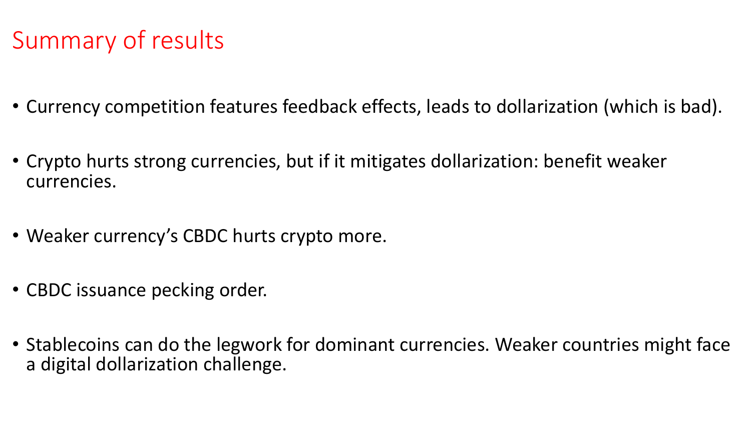# Summary of results

- Currency competition features feedback effects, leads to dollarization (which is bad).
- Crypto hurts strong currencies, but if it mitigates dollarization: benefit weaker currencies.
- Weaker currency's CBDC hurts crypto more.
- CBDC issuance pecking order.
- Stablecoins can do the legwork for dominant currencies. Weaker countries might face a digital dollarization challenge.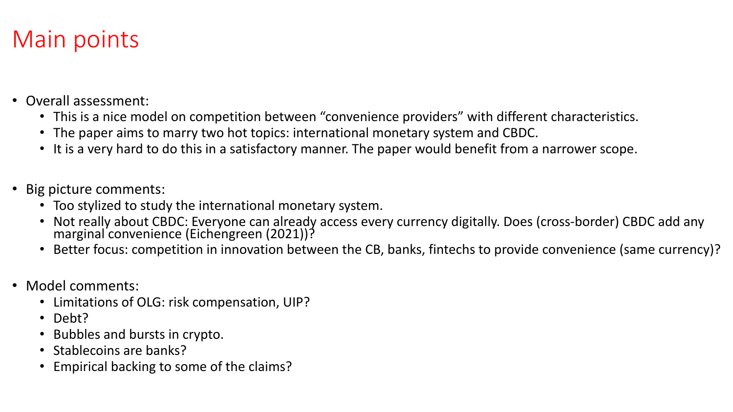# Main points

- Overall assessment:
  - This is a nice model on competition between "convenience providers" with different characteristics.
  - The paper aims to marry two hot topics: international monetary system and CBDC.
  - It is a very hard to do this in a satisfactory manner. The paper would benefit from a narrower scope.

- Big picture comments:
  - Too stylized to study the international monetary system.
  - Not really about CBDC: Everyone can already access every currency digitally. Does (cross-border) CBDC add any marginal convenience (Eichengreen (2021))?
  - Better focus: competition in innovation between the CB, banks, fintechs to provide convenience (same currency)?

- Model comments:
  - Limitations of OLG: risk compensation, UIP?
  - Debt?
  - Bubbles and bursts in crypto.
  - Stablecoins are banks?
  - Empirical backing to some of the claims?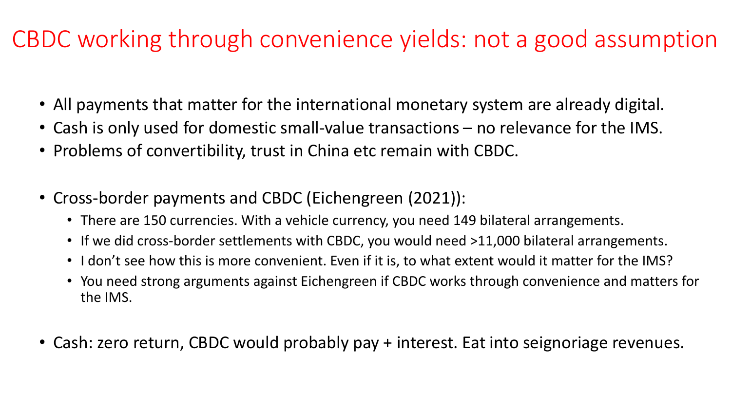# CBDC working through convenience yields: not a good assumption

- All payments that matter for the international monetary system are already digital.
- Cash is only used for domestic small-value transactions – no relevance for the IMS.
- Problems of convertibility, trust in China etc remain with CBDC.

- Cross-border payments and CBDC (Eichengreen (2021)):
  - There are 150 currencies. With a vehicle currency, you need 149 bilateral arrangements.
  - If we did cross-border settlements with CBDC, you would need >11,000 bilateral arrangements.
  - I don't see how this is more convenient. Even if it is, to what extent would it matter for the IMS?
  - You need strong arguments against Eichengreen if CBDC works through convenience and matters for the IMS.

- Cash: zero return, CBDC would probably pay + interest. Eat into seignoriage revenues.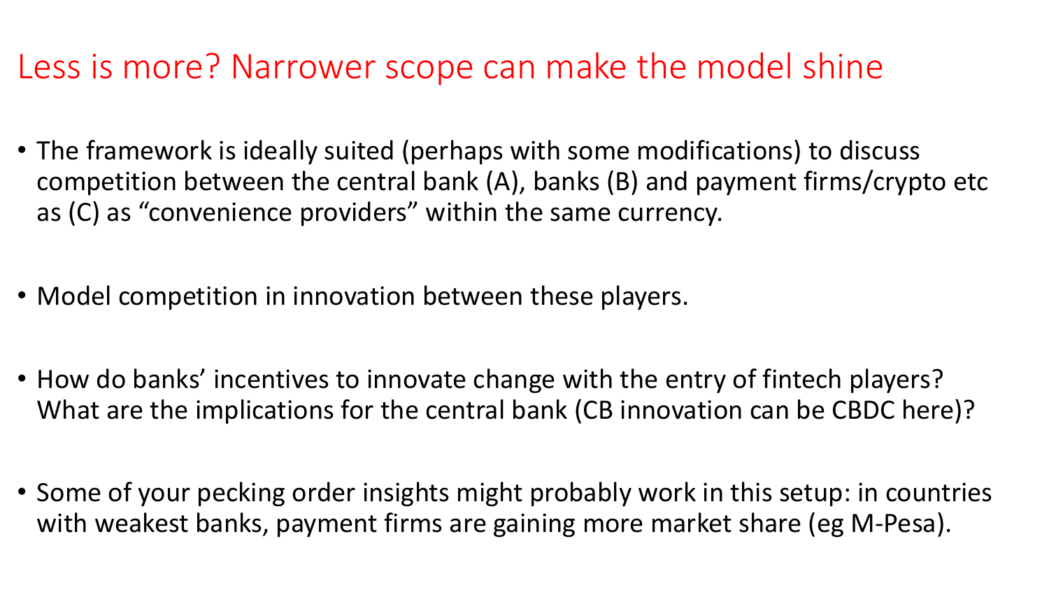# Less is more? Narrower scope can make the model shine

- The framework is ideally suited (perhaps with some modifications) to discuss competition between the central bank (A), banks (B) and payment firms/crypto etc as (C) as "convenience providers" within the same currency.

- Model competition in innovation between these players.

- How do banks' incentives to innovate change with the entry of fintech players? What are the implications for the central bank (CB innovation can be CBDC here)?

- Some of your pecking order insights might probably work in this setup: in countries with weakest banks, payment firms are gaining more market share (eg M-Pesa).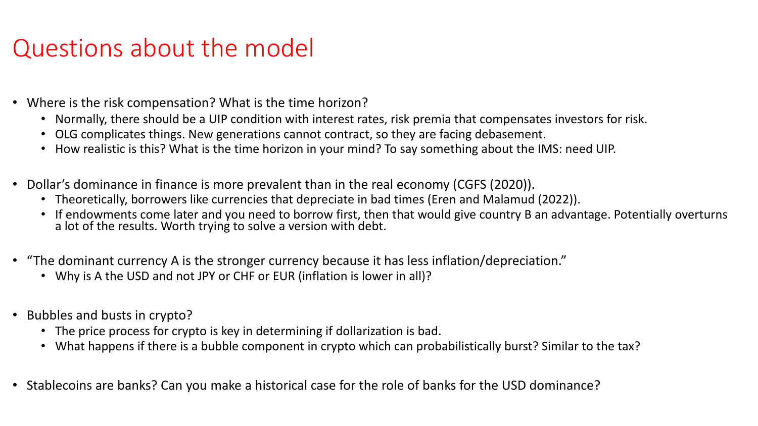# Questions about the model

- Where is the risk compensation? What is the time horizon?
  - Normally, there should be a UIP condition with interest rates, risk premia that compensates investors for risk.
  - OLG complicates things. New generations cannot contract, so they are facing debasement.
  - How realistic is this? What is the time horizon in your mind? To say something about the IMS: need UIP.

- Dollar's dominance in finance is more prevalent than in the real economy (CGFS (2020)).
  - Theoretically, borrowers like currencies that depreciate in bad times (Eren and Malamud (2022)).
  - If endowments come later and you need to borrow first, then that would give country B an advantage. Potentially overturns a lot of the results. Worth trying to solve a version with debt.

- "The dominant currency A is the stronger currency because it has less inflation/depreciation."
  - Why is A the USD and not JPY or CHF or EUR (inflation is lower in all)?

- Bubbles and busts in crypto?
  - The price process for crypto is key in determining if dollarization is bad.
  - What happens if there is a bubble component in crypto which can probabilistically burst? Similar to the tax?

- Stablecoins are banks? Can you make a historical case for the role of banks for the USD dominance?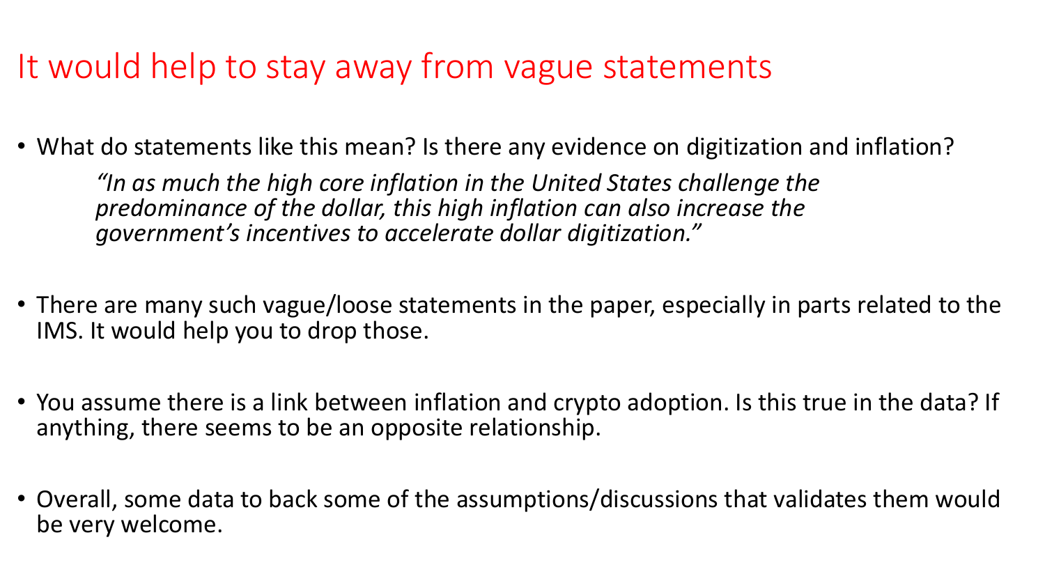# It would help to stay away from vague statements

- What do statements like this mean? Is there any evidence on digitization and inflation?

  *"In as much the high core inflation in the United States challenge the predominance of the dollar, this high inflation can also increase the government's incentives to accelerate dollar digitization."*

- There are many such vague/loose statements in the paper, especially in parts related to the IMS. It would help you to drop those.

- You assume there is a link between inflation and crypto adoption. Is this true in the data? If anything, there seems to be an opposite relationship.

- Overall, some data to back some of the assumptions/discussions that validates them would be very welcome.